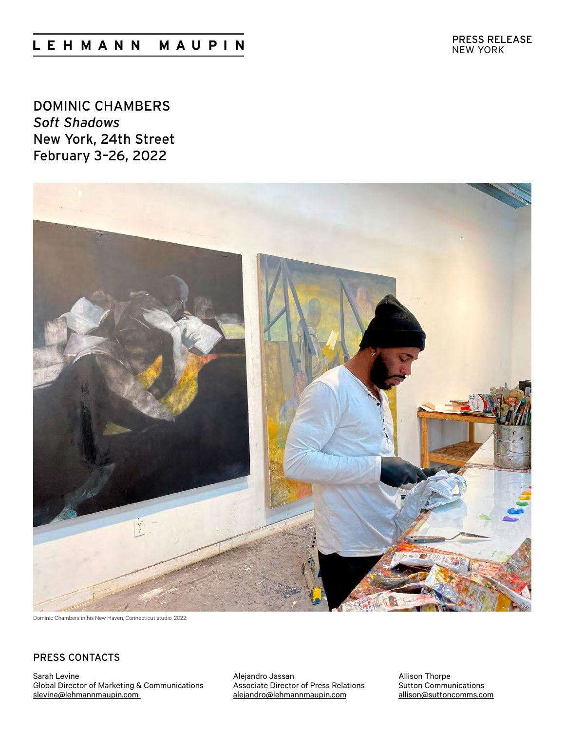LEHMANN MAUPIN

PRESS RELEASE
NEW YORK

# DOMINIC CHAMBERS
*Soft Shadows*
New York, 24th Street
February 3–26, 2022

Dominic Chambers in his New Haven, Connecticut studio, 2022.

## PRESS CONTACTS

Sarah Levine
Global Director of Marketing & Communications
slevine@lehmannmaupin.com

Alejandro Jassan
Associate Director of Press Relations
alejandro@lehmannmaupin.com

Allison Thorpe
Sutton Communications
allison@suttoncomms.com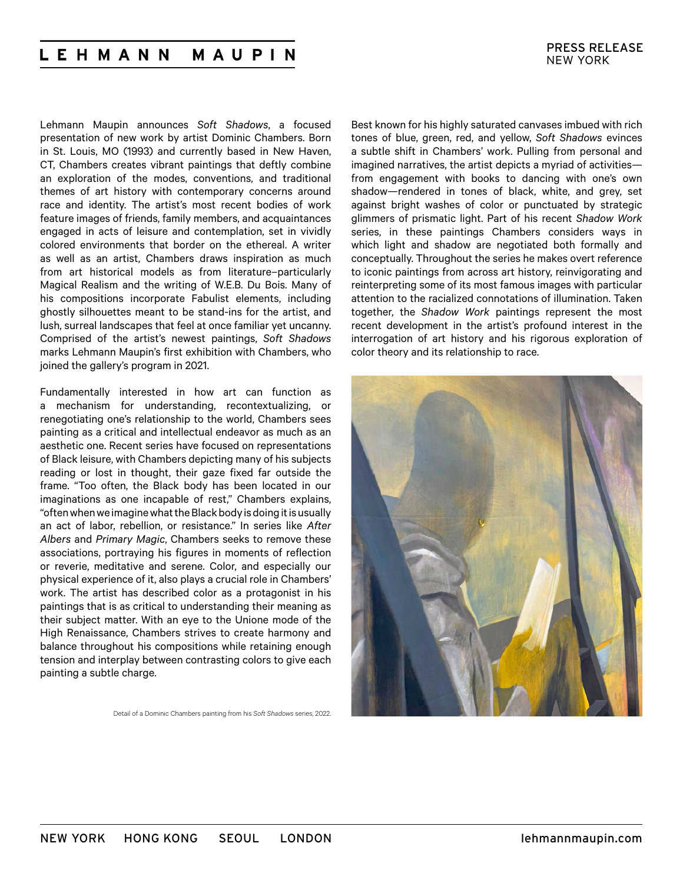Lehmann Maupin announces *Soft Shadows*, a focused presentation of new work by artist Dominic Chambers. Born in St. Louis, MO (1993) and currently based in New Haven, CT, Chambers creates vibrant paintings that deftly combine an exploration of the modes, conventions, and traditional themes of art history with contemporary concerns around race and identity. The artist's most recent bodies of work feature images of friends, family members, and acquaintances engaged in acts of leisure and contemplation, set in vividly colored environments that border on the ethereal. A writer as well as an artist, Chambers draws inspiration as much from art historical models as from literature–particularly Magical Realism and the writing of W.E.B. Du Bois. Many of his compositions incorporate Fabulist elements, including ghostly silhouettes meant to be stand-ins for the artist, and lush, surreal landscapes that feel at once familiar yet uncanny. Comprised of the artist's newest paintings, *Soft Shadows* marks Lehmann Maupin's first exhibition with Chambers, who joined the gallery's program in 2021.

Fundamentally interested in how art can function as a mechanism for understanding, recontextualizing, or renegotiating one's relationship to the world, Chambers sees painting as a critical and intellectual endeavor as much as an aesthetic one. Recent series have focused on representations of Black leisure, with Chambers depicting many of his subjects reading or lost in thought, their gaze fixed far outside the frame. "Too often, the Black body has been located in our imaginations as one incapable of rest," Chambers explains, "often when we imagine what the Black body is doing it is usually an act of labor, rebellion, or resistance." In series like *After Albers* and *Primary Magic*, Chambers seeks to remove these associations, portraying his figures in moments of reflection or reverie, meditative and serene. Color, and especially our physical experience of it, also plays a crucial role in Chambers' work. The artist has described color as a protagonist in his paintings that is as critical to understanding their meaning as their subject matter. With an eye to the Unione mode of the High Renaissance, Chambers strives to create harmony and balance throughout his compositions while retaining enough tension and interplay between contrasting colors to give each painting a subtle charge.

Best known for his highly saturated canvases imbued with rich tones of blue, green, red, and yellow, *Soft Shadows* evinces a subtle shift in Chambers' work. Pulling from personal and imagined narratives, the artist depicts a myriad of activities—from engagement with books to dancing with one's own shadow—rendered in tones of black, white, and grey, set against bright washes of color or punctuated by strategic glimmers of prismatic light. Part of his recent *Shadow Work* series, in these paintings Chambers considers ways in which light and shadow are negotiated both formally and conceptually. Throughout the series he makes overt reference to iconic paintings from across art history, reinvigorating and reinterpreting some of its most famous images with particular attention to the racialized connotations of illumination. Taken together, the *Shadow Work* paintings represent the most recent development in the artist's profound interest in the interrogation of art history and his rigorous exploration of color theory and its relationship to race.

Detail of a Dominic Chambers painting from his *Soft Shadows* series, 2022.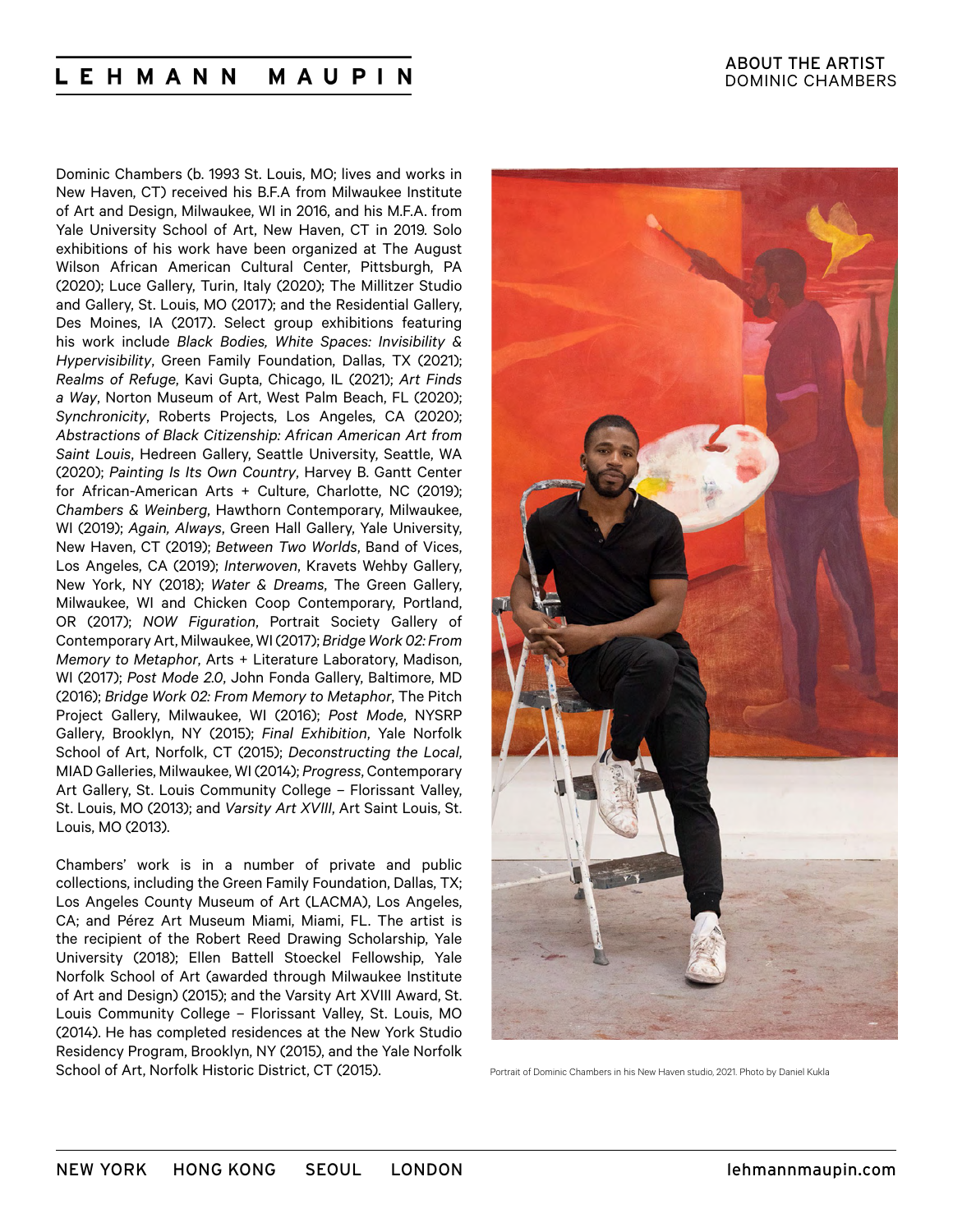# ABOUT THE ARTIST
## DOMINIC CHAMBERS

Dominic Chambers (b. 1993 St. Louis, MO; lives and works in New Haven, CT) received his B.F.A from Milwaukee Institute of Art and Design, Milwaukee, WI in 2016, and his M.F.A. from Yale University School of Art, New Haven, CT in 2019. Solo exhibitions of his work have been organized at The August Wilson African American Cultural Center, Pittsburgh, PA (2020); Luce Gallery, Turin, Italy (2020); The Millitzer Studio and Gallery, St. Louis, MO (2017); and the Residential Gallery, Des Moines, IA (2017). Select group exhibitions featuring his work include *Black Bodies, White Spaces: Invisibility & Hypervisibility*, Green Family Foundation, Dallas, TX (2021); *Realms of Refuge*, Kavi Gupta, Chicago, IL (2021); *Art Finds a Way*, Norton Museum of Art, West Palm Beach, FL (2020); *Synchronicity*, Roberts Projects, Los Angeles, CA (2020); *Abstractions of Black Citizenship: African American Art from Saint Louis*, Hedreen Gallery, Seattle University, Seattle, WA (2020); *Painting Is Its Own Country*, Harvey B. Gantt Center for African-American Arts + Culture, Charlotte, NC (2019); *Chambers & Weinberg*, Hawthorn Contemporary, Milwaukee, WI (2019); *Again, Always*, Green Hall Gallery, Yale University, New Haven, CT (2019); *Between Two Worlds*, Band of Vices, Los Angeles, CA (2019); *Interwoven*, Kravets Wehby Gallery, New York, NY (2018); *Water & Dreams*, The Green Gallery, Milwaukee, WI and Chicken Coop Contemporary, Portland, OR (2017); *NOW Figuration*, Portrait Society Gallery of Contemporary Art, Milwaukee, WI (2017); *Bridge Work 02: From Memory to Metaphor*, Arts + Literature Laboratory, Madison, WI (2017); *Post Mode 2.0*, John Fonda Gallery, Baltimore, MD (2016); *Bridge Work 02: From Memory to Metaphor*, The Pitch Project Gallery, Milwaukee, WI (2016); *Post Mode*, NYSRP Gallery, Brooklyn, NY (2015); *Final Exhibition*, Yale Norfolk School of Art, Norfolk, CT (2015); *Deconstructing the Local*, MIAD Galleries, Milwaukee, WI (2014); *Progress*, Contemporary Art Gallery, St. Louis Community College – Florissant Valley, St. Louis, MO (2013); and *Varsity Art XVIII*, Art Saint Louis, St. Louis, MO (2013).

Chambers' work is in a number of private and public collections, including the Green Family Foundation, Dallas, TX; Los Angeles County Museum of Art (LACMA), Los Angeles, CA; and Pérez Art Museum Miami, Miami, FL. The artist is the recipient of the Robert Reed Drawing Scholarship, Yale University (2018); Ellen Battell Stoeckel Fellowship, Yale Norfolk School of Art (awarded through Milwaukee Institute of Art and Design) (2015); and the Varsity Art XVIII Award, St. Louis Community College – Florissant Valley, St. Louis, MO (2014). He has completed residences at the New York Studio Residency Program, Brooklyn, NY (2015), and the Yale Norfolk School of Art, Norfolk Historic District, CT (2015).

Portrait of Dominic Chambers in his New Haven studio, 2021. Photo by Daniel Kukla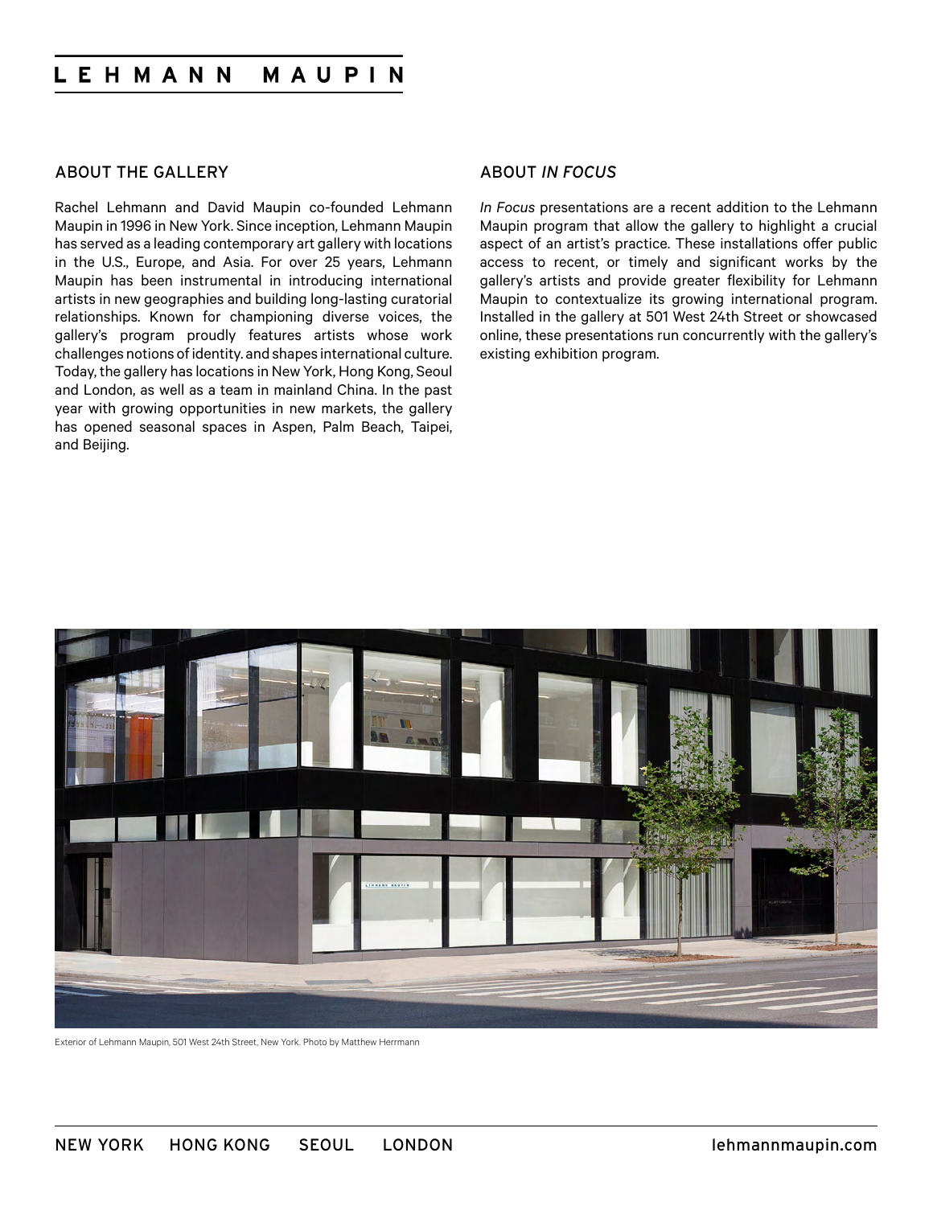# LEHMANN MAUPIN

## ABOUT THE GALLERY

Rachel Lehmann and David Maupin co-founded Lehmann Maupin in 1996 in New York. Since inception, Lehmann Maupin has served as a leading contemporary art gallery with locations in the U.S., Europe, and Asia. For over 25 years, Lehmann Maupin has been instrumental in introducing international artists in new geographies and building long-lasting curatorial relationships. Known for championing diverse voices, the gallery's program proudly features artists whose work challenges notions of identity. and shapes international culture. Today, the gallery has locations in New York, Hong Kong, Seoul and London, as well as a team in mainland China. In the past year with growing opportunities in new markets, the gallery has opened seasonal spaces in Aspen, Palm Beach, Taipei, and Beijing.

## ABOUT *IN FOCUS*

*In Focus* presentations are a recent addition to the Lehmann Maupin program that allow the gallery to highlight a crucial aspect of an artist's practice. These installations offer public access to recent, or timely and significant works by the gallery's artists and provide greater flexibility for Lehmann Maupin to contextualize its growing international program. Installed in the gallery at 501 West 24th Street or showcased online, these presentations run concurrently with the gallery's existing exhibition program.

Exterior of Lehmann Maupin, 501 West 24th Street, New York. Photo by Matthew Herrmann

NEW YORK HONG KONG SEOUL LONDON lehmannmaupin.com